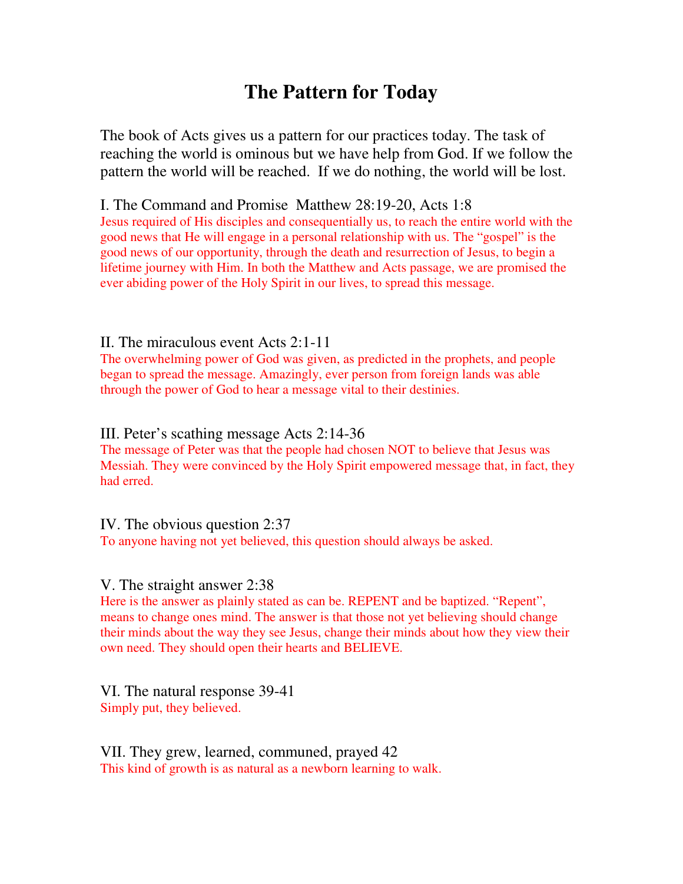# The Pattern for Today

The book of Acts gives us a pattern for our practices today. The task of reaching the world is ominous but we have help from God. If we follow the pattern the world will be reached. If we do nothing, the world will be lost.

I. The Command and Promise Matthew 28:19-20, Acts 1:8

Jesus required of His disciples and consequentially us, to reach the entire world with the good news that He will engage in a personal relationship with us. The "gospel" is the good news of our opportunity, through the death and resurrection of Jesus, to begin a lifetime journey with Him. In both the Matthew and Acts passage, we are promised the ever abiding power of the Holy Spirit in our lives, to spread this message.

II. The miraculous event Acts 2:1-11

The overwhelming power of God was given, as predicted in the prophets, and people began to spread the message. Amazingly, ever person from foreign lands was able through the power of God to hear a message vital to their destinies.

III. Peter's scathing message Acts 2:14-36

The message of Peter was that the people had chosen NOT to believe that Jesus was Messiah. They were convinced by the Holy Spirit empowered message that, in fact, they had erred.

IV. The obvious question 2:37

To anyone having not yet believed, this question should always be asked.

V. The straight answer 2:38

Here is the answer as plainly stated as can be. REPENT and be baptized. "Repent", means to change ones mind. The answer is that those not yet believing should change their minds about the way they see Jesus, change their minds about how they view their own need. They should open their hearts and BELIEVE.

VI. The natural response 39-41

Simply put, they believed.

VII. They grew, learned, communed, prayed 42

This kind of growth is as natural as a newborn learning to walk.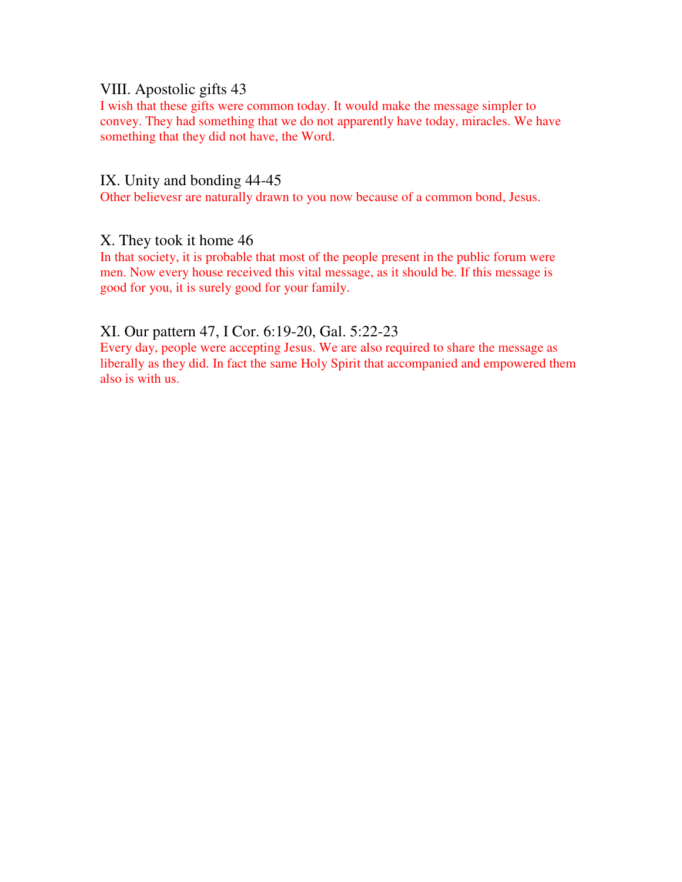## VIII. Apostolic gifts 43

I wish that these gifts were common today. It would make the message simpler to convey. They had something that we do not apparently have today, miracles. We have something that they did not have, the Word.

## IX. Unity and bonding 44-45

Other believesr are naturally drawn to you now because of a common bond, Jesus.

## X. They took it home 46

In that society, it is probable that most of the people present in the public forum were men. Now every house received this vital message, as it should be. If this message is good for you, it is surely good for your family.

## XI. Our pattern 47, I Cor. 6:19-20, Gal. 5:22-23

Every day, people were accepting Jesus. We are also required to share the message as liberally as they did. In fact the same Holy Spirit that accompanied and empowered them also is with us.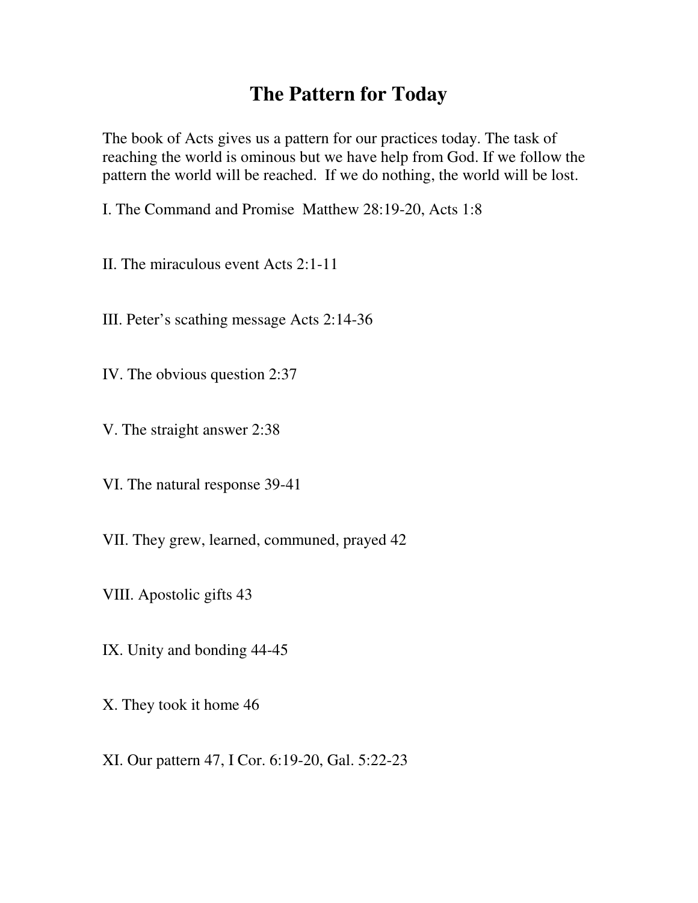# The Pattern for Today

The book of Acts gives us a pattern for our practices today. The task of reaching the world is ominous but we have help from God. If we follow the pattern the world will be reached.  If we do nothing, the world will be lost.

I. The Command and Promise  Matthew 28:19-20, Acts 1:8

II. The miraculous event Acts 2:1-11

III. Peter's scathing message Acts 2:14-36

IV. The obvious question 2:37

V. The straight answer 2:38

VI. The natural response 39-41

VII. They grew, learned, communed, prayed 42

VIII. Apostolic gifts 43

IX. Unity and bonding 44-45

X. They took it home 46

XI. Our pattern 47, I Cor. 6:19-20, Gal. 5:22-23